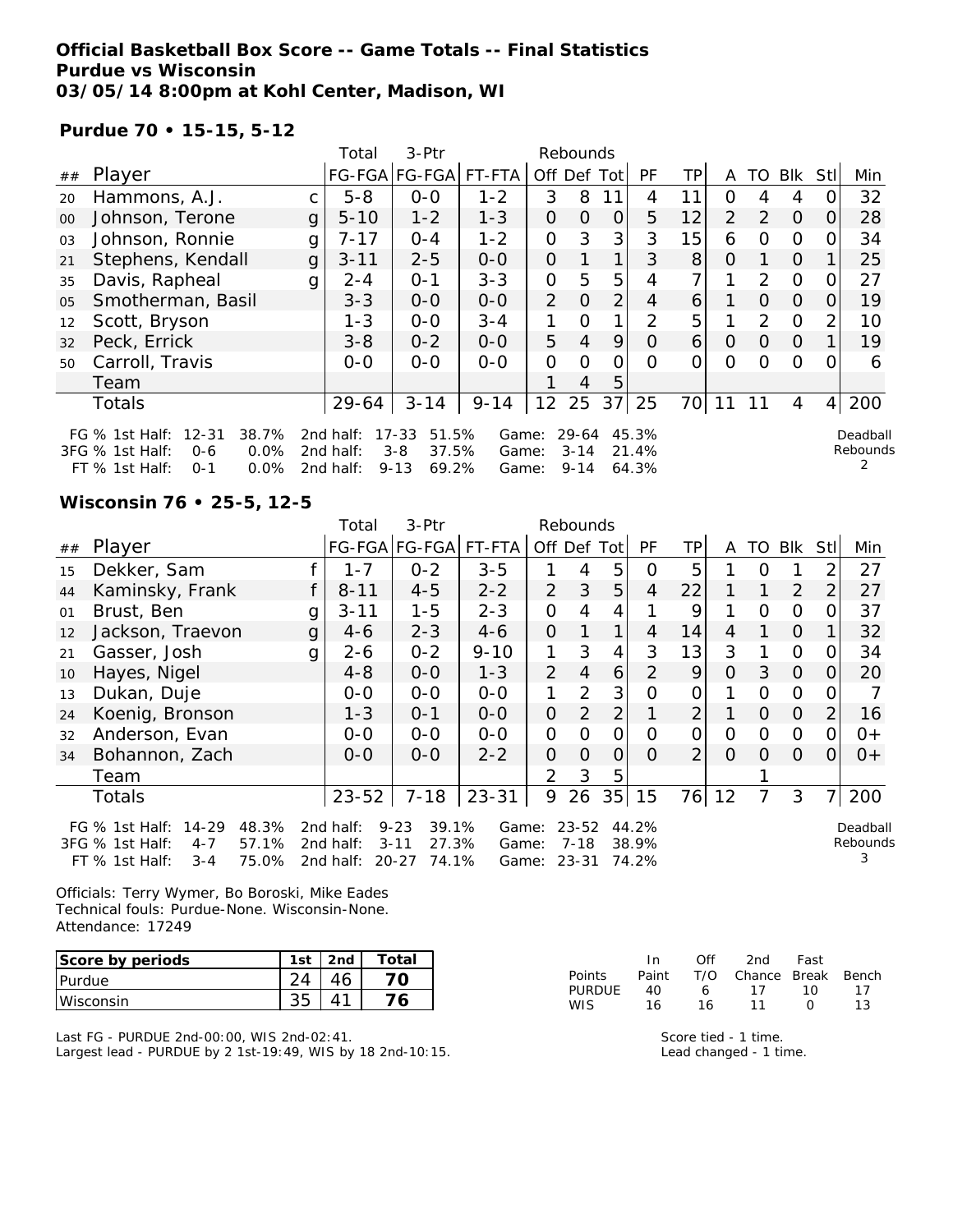**Official Basketball Box Score -- Game Totals -- Final Statistics**
**Purdue vs Wisconsin**
**03/05/14 8:00pm at Kohl Center, Madison, WI**

**Purdue 70 • 15-15, 5-12**

| ## | Player | | Total FG-FGA | 3-Ptr FG-FGA | FT-FTA | Rebounds Off | Def | Tot | PF | TP | A | TO | Blk | Stl | Min |
|---|---|---|---|---|---|---|---|---|---|---|---|---|---|---|---|
| 20 | Hammons, A.J. | c | 5-8 | 0-0 | 1-2 | 3 | 8 | 11 | 4 | 11 | 0 | 4 | 4 | 0 | 32 |
| 00 | Johnson, Terone | g | 5-10 | 1-2 | 1-3 | 0 | 0 | 0 | 5 | 12 | 2 | 2 | 0 | 0 | 28 |
| 03 | Johnson, Ronnie | g | 7-17 | 0-4 | 1-2 | 0 | 3 | 3 | 3 | 15 | 6 | 0 | 0 | 0 | 34 |
| 21 | Stephens, Kendall | g | 3-11 | 2-5 | 0-0 | 0 | 1 | 1 | 3 | 8 | 0 | 1 | 0 | 1 | 25 |
| 35 | Davis, Rapheal | g | 2-4 | 0-1 | 3-3 | 0 | 5 | 5 | 4 | 7 | 1 | 2 | 0 | 0 | 27 |
| 05 | Smotherman, Basil | | 3-3 | 0-0 | 0-0 | 2 | 0 | 2 | 4 | 6 | 1 | 0 | 0 | 0 | 19 |
| 12 | Scott, Bryson | | 1-3 | 0-0 | 3-4 | 1 | 0 | 1 | 2 | 5 | 1 | 2 | 0 | 2 | 10 |
| 32 | Peck, Errick | | 3-8 | 0-2 | 0-0 | 5 | 4 | 9 | 0 | 6 | 0 | 0 | 0 | 1 | 19 |
| 50 | Carroll, Travis | | 0-0 | 0-0 | 0-0 | 0 | 0 | 0 | 0 | 0 | 0 | 0 | 0 | 0 | 6 |
| | Team | | | | | 1 | 4 | 5 | | | | | | | |
| | Totals | | 29-64 | 3-14 | 9-14 | 12 | 25 | 37 | 25 | 70 | 11 | 11 | 4 | 4 | 200 |

FG % 1st Half: 12-31 38.7% 2nd half: 17-33 51.5% Game: 29-64 45.3%
3FG % 1st Half: 0-6 0.0% 2nd half: 3-8 37.5% Game: 3-14 21.4%
FT % 1st Half: 0-1 0.0% 2nd half: 9-13 69.2% Game: 9-14 64.3%

Deadball Rebounds 2

**Wisconsin 76 • 25-5, 12-5**

| ## | Player | | Total FG-FGA | 3-Ptr FG-FGA | FT-FTA | Rebounds Off | Def | Tot | PF | TP | A | TO | Blk | Stl | Min |
|---|---|---|---|---|---|---|---|---|---|---|---|---|---|---|---|
| 15 | Dekker, Sam | f | 1-7 | 0-2 | 3-5 | 1 | 4 | 5 | 0 | 5 | 1 | 0 | 1 | 2 | 27 |
| 44 | Kaminsky, Frank | f | 8-11 | 4-5 | 2-2 | 2 | 3 | 5 | 4 | 22 | 1 | 1 | 2 | 2 | 27 |
| 01 | Brust, Ben | g | 3-11 | 1-5 | 2-3 | 0 | 4 | 4 | 1 | 9 | 1 | 0 | 0 | 0 | 37 |
| 12 | Jackson, Traevon | g | 4-6 | 2-3 | 4-6 | 0 | 1 | 1 | 4 | 14 | 4 | 1 | 0 | 1 | 32 |
| 21 | Gasser, Josh | g | 2-6 | 0-2 | 9-10 | 1 | 3 | 4 | 3 | 13 | 3 | 1 | 0 | 0 | 34 |
| 10 | Hayes, Nigel | | 4-8 | 0-0 | 1-3 | 2 | 4 | 6 | 2 | 9 | 0 | 3 | 0 | 0 | 20 |
| 13 | Dukan, Duje | | 0-0 | 0-0 | 0-0 | 1 | 2 | 3 | 0 | 0 | 1 | 0 | 0 | 0 | 7 |
| 24 | Koenig, Bronson | | 1-3 | 0-1 | 0-0 | 0 | 2 | 2 | 1 | 2 | 1 | 0 | 0 | 2 | 16 |
| 32 | Anderson, Evan | | 0-0 | 0-0 | 0-0 | 0 | 0 | 0 | 0 | 0 | 0 | 0 | 0 | 0 | 0+ |
| 34 | Bohannon, Zach | | 0-0 | 0-0 | 2-2 | 0 | 0 | 0 | 0 | 2 | 0 | 0 | 0 | 0 | 0+ |
| | Team | | | | | 2 | 3 | 5 | | | | 1 | | | |
| | Totals | | 23-52 | 7-18 | 23-31 | 9 | 26 | 35 | 15 | 76 | 12 | 7 | 3 | 7 | 200 |

FG % 1st Half: 14-29 48.3% 2nd half: 9-23 39.1% Game: 23-52 44.2%
3FG % 1st Half: 4-7 57.1% 2nd half: 3-11 27.3% Game: 7-18 38.9%
FT % 1st Half: 3-4 75.0% 2nd half: 20-27 74.1% Game: 23-31 74.2%

Deadball Rebounds 3

Officials: Terry Wymer, Bo Boroski, Mike Eades
Technical fouls: Purdue-None. Wisconsin-None.
Attendance: 17249

| Score by periods | 1st | 2nd | Total |
|---|---|---|---|
| Purdue | 24 | 46 | 70 |
| Wisconsin | 35 | 41 | 76 |

| Points | In Paint | Off T/O | 2nd Chance | Fast Break | Bench |
|---|---|---|---|---|---|
| PURDUE | 40 | 6 | 17 | 10 | 17 |
| WIS | 16 | 16 | 11 | 0 | 13 |

Last FG - PURDUE 2nd-00:00, WIS 2nd-02:41.
Largest lead - PURDUE by 2 1st-19:49, WIS by 18 2nd-10:15.

Score tied - 1 time.
Lead changed - 1 time.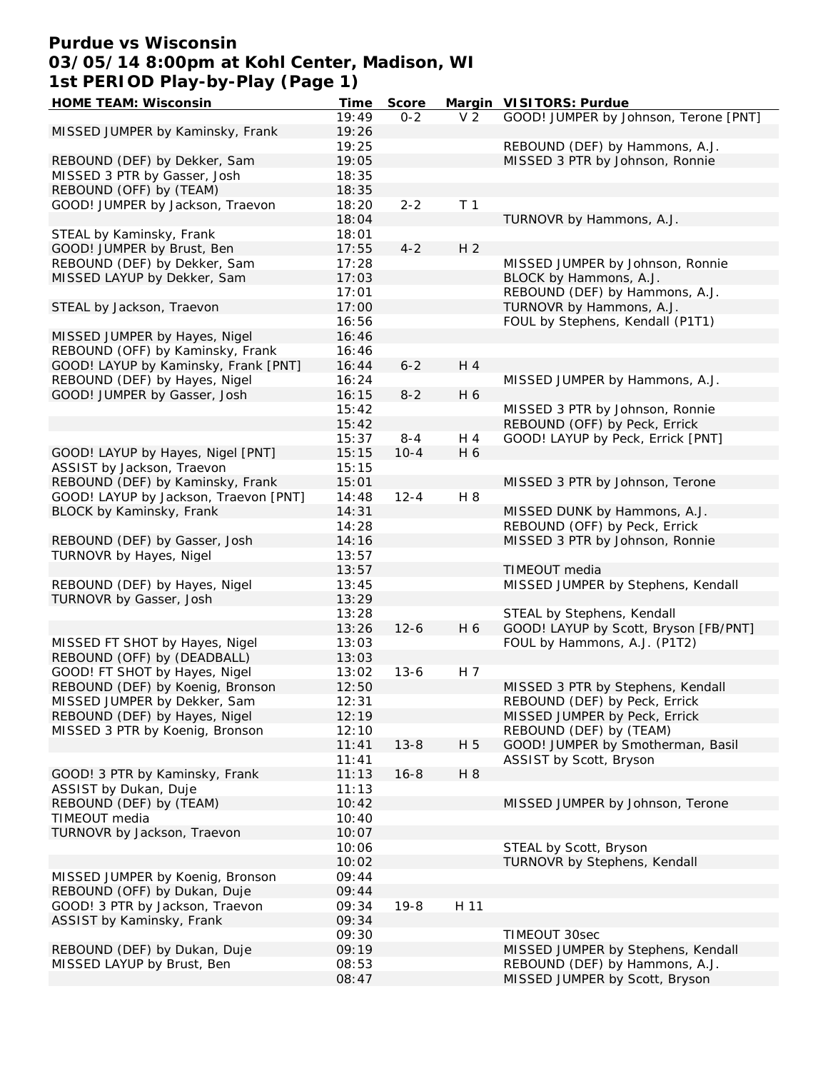# Purdue vs Wisconsin
## 03/05/14 8:00pm at Kohl Center, Madison, WI
## 1st PERIOD Play-by-Play (Page 1)

| HOME TEAM: Wisconsin | Time | Score | Margin | VISITORS: Purdue |
|---|---|---|---|---|
| | 19:49 | 0-2 | V 2 | GOOD! JUMPER by Johnson, Terone [PNT] |
| MISSED JUMPER by Kaminsky, Frank | 19:26 | | | |
| | 19:25 | | | REBOUND (DEF) by Hammons, A.J. |
| REBOUND (DEF) by Dekker, Sam | 19:05 | | | MISSED 3 PTR by Johnson, Ronnie |
| MISSED 3 PTR by Gasser, Josh | 18:35 | | | |
| REBOUND (OFF) by (TEAM) | 18:35 | | | |
| GOOD! JUMPER by Jackson, Traevon | 18:20 | 2-2 | T 1 | |
| | 18:04 | | | TURNOVR by Hammons, A.J. |
| STEAL by Kaminsky, Frank | 18:01 | | | |
| GOOD! JUMPER by Brust, Ben | 17:55 | 4-2 | H 2 | |
| REBOUND (DEF) by Dekker, Sam | 17:28 | | | MISSED JUMPER by Johnson, Ronnie |
| MISSED LAYUP by Dekker, Sam | 17:03 | | | BLOCK by Hammons, A.J. |
| | 17:01 | | | REBOUND (DEF) by Hammons, A.J. |
| STEAL by Jackson, Traevon | 17:00 | | | TURNOVR by Hammons, A.J. |
| | 16:56 | | | FOUL by Stephens, Kendall (P1T1) |
| MISSED JUMPER by Hayes, Nigel | 16:46 | | | |
| REBOUND (OFF) by Kaminsky, Frank | 16:46 | | | |
| GOOD! LAYUP by Kaminsky, Frank [PNT] | 16:44 | 6-2 | H 4 | |
| REBOUND (DEF) by Hayes, Nigel | 16:24 | | | MISSED JUMPER by Hammons, A.J. |
| GOOD! JUMPER by Gasser, Josh | 16:15 | 8-2 | H 6 | |
| | 15:42 | | | MISSED 3 PTR by Johnson, Ronnie |
| | 15:42 | | | REBOUND (OFF) by Peck, Errick |
| | 15:37 | 8-4 | H 4 | GOOD! LAYUP by Peck, Errick [PNT] |
| GOOD! LAYUP by Hayes, Nigel [PNT] | 15:15 | 10-4 | H 6 | |
| ASSIST by Jackson, Traevon | 15:15 | | | |
| REBOUND (DEF) by Kaminsky, Frank | 15:01 | | | MISSED 3 PTR by Johnson, Terone |
| GOOD! LAYUP by Jackson, Traevon [PNT] | 14:48 | 12-4 | H 8 | |
| BLOCK by Kaminsky, Frank | 14:31 | | | MISSED DUNK by Hammons, A.J. |
| | 14:28 | | | REBOUND (OFF) by Peck, Errick |
| REBOUND (DEF) by Gasser, Josh | 14:16 | | | MISSED 3 PTR by Johnson, Ronnie |
| TURNOVR by Hayes, Nigel | 13:57 | | | |
| | 13:57 | | | TIMEOUT media |
| REBOUND (DEF) by Hayes, Nigel | 13:45 | | | MISSED JUMPER by Stephens, Kendall |
| TURNOVR by Gasser, Josh | 13:29 | | | |
| | 13:28 | | | STEAL by Stephens, Kendall |
| | 13:26 | 12-6 | H 6 | GOOD! LAYUP by Scott, Bryson [FB/PNT] |
| MISSED FT SHOT by Hayes, Nigel | 13:03 | | | FOUL by Hammons, A.J. (P1T2) |
| REBOUND (OFF) by (DEADBALL) | 13:03 | | | |
| GOOD! FT SHOT by Hayes, Nigel | 13:02 | 13-6 | H 7 | |
| REBOUND (DEF) by Koenig, Bronson | 12:50 | | | MISSED 3 PTR by Stephens, Kendall |
| MISSED JUMPER by Dekker, Sam | 12:31 | | | REBOUND (DEF) by Peck, Errick |
| REBOUND (DEF) by Hayes, Nigel | 12:19 | | | MISSED JUMPER by Peck, Errick |
| MISSED 3 PTR by Koenig, Bronson | 12:10 | | | REBOUND (DEF) by (TEAM) |
| | 11:41 | 13-8 | H 5 | GOOD! JUMPER by Smotherman, Basil |
| | 11:41 | | | ASSIST by Scott, Bryson |
| GOOD! 3 PTR by Kaminsky, Frank | 11:13 | 16-8 | H 8 | |
| ASSIST by Dukan, Duje | 11:13 | | | |
| REBOUND (DEF) by (TEAM) | 10:42 | | | MISSED JUMPER by Johnson, Terone |
| TIMEOUT media | 10:40 | | | |
| TURNOVR by Jackson, Traevon | 10:07 | | | |
| | 10:06 | | | STEAL by Scott, Bryson |
| | 10:02 | | | TURNOVR by Stephens, Kendall |
| MISSED JUMPER by Koenig, Bronson | 09:44 | | | |
| REBOUND (OFF) by Dukan, Duje | 09:44 | | | |
| GOOD! 3 PTR by Jackson, Traevon | 09:34 | 19-8 | H 11 | |
| ASSIST by Kaminsky, Frank | 09:34 | | | |
| | 09:30 | | | TIMEOUT 30sec |
| REBOUND (DEF) by Dukan, Duje | 09:19 | | | MISSED JUMPER by Stephens, Kendall |
| MISSED LAYUP by Brust, Ben | 08:53 | | | REBOUND (DEF) by Hammons, A.J. |
| | 08:47 | | | MISSED JUMPER by Scott, Bryson |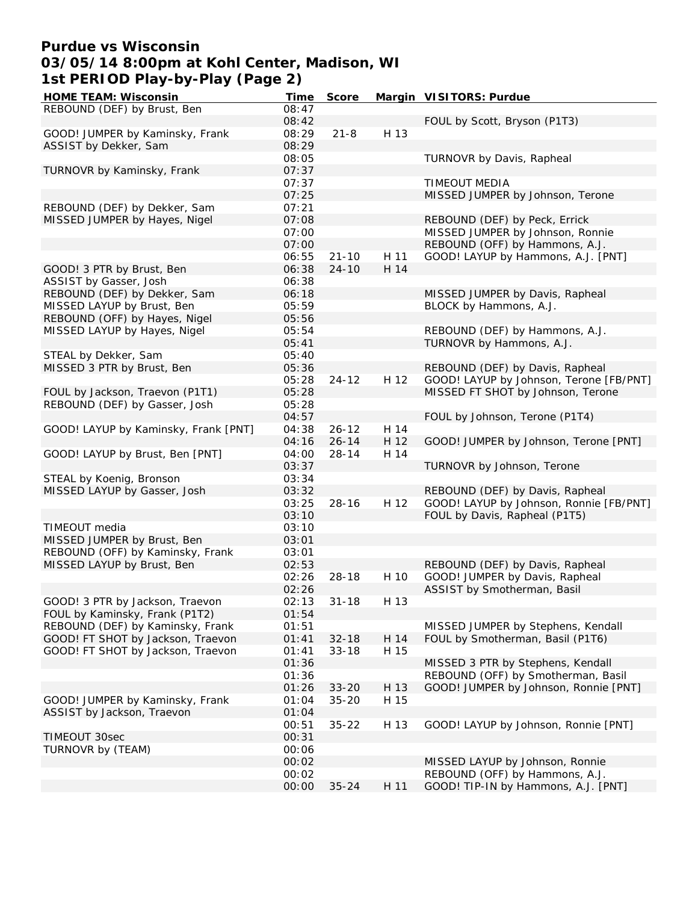# Purdue vs Wisconsin
## 03/05/14 8:00pm at Kohl Center, Madison, WI
### 1st PERIOD Play-by-Play (Page 2)

| HOME TEAM: Wisconsin | Time | Score | Margin | VISITORS: Purdue |
|---|---|---|---|---|
| REBOUND (DEF) by Brust, Ben | 08:47 | | | |
| | 08:42 | | | FOUL by Scott, Bryson (P1T3) |
| GOOD! JUMPER by Kaminsky, Frank | 08:29 | 21-8 | H 13 | |
| ASSIST by Dekker, Sam | 08:29 | | | |
| | 08:05 | | | TURNOVR by Davis, Rapheal |
| TURNOVR by Kaminsky, Frank | 07:37 | | | |
| | 07:37 | | | TIMEOUT MEDIA |
| | 07:25 | | | MISSED JUMPER by Johnson, Terone |
| REBOUND (DEF) by Dekker, Sam | 07:21 | | | |
| MISSED JUMPER by Hayes, Nigel | 07:08 | | | REBOUND (DEF) by Peck, Errick |
| | 07:00 | | | MISSED JUMPER by Johnson, Ronnie |
| | 07:00 | | | REBOUND (OFF) by Hammons, A.J. |
| | 06:55 | 21-10 | H 11 | GOOD! LAYUP by Hammons, A.J. [PNT] |
| GOOD! 3 PTR by Brust, Ben | 06:38 | 24-10 | H 14 | |
| ASSIST by Gasser, Josh | 06:38 | | | |
| REBOUND (DEF) by Dekker, Sam | 06:18 | | | MISSED JUMPER by Davis, Rapheal |
| MISSED LAYUP by Brust, Ben | 05:59 | | | BLOCK by Hammons, A.J. |
| REBOUND (OFF) by Hayes, Nigel | 05:56 | | | |
| MISSED LAYUP by Hayes, Nigel | 05:54 | | | REBOUND (DEF) by Hammons, A.J. |
| | 05:41 | | | TURNOVR by Hammons, A.J. |
| STEAL by Dekker, Sam | 05:40 | | | |
| MISSED 3 PTR by Brust, Ben | 05:36 | | | REBOUND (DEF) by Davis, Rapheal |
| | 05:28 | 24-12 | H 12 | GOOD! LAYUP by Johnson, Terone [FB/PNT] |
| FOUL by Jackson, Traevon (P1T1) | 05:28 | | | MISSED FT SHOT by Johnson, Terone |
| REBOUND (DEF) by Gasser, Josh | 05:28 | | | |
| | 04:57 | | | FOUL by Johnson, Terone (P1T4) |
| GOOD! LAYUP by Kaminsky, Frank [PNT] | 04:38 | 26-12 | H 14 | |
| | 04:16 | 26-14 | H 12 | GOOD! JUMPER by Johnson, Terone [PNT] |
| GOOD! LAYUP by Brust, Ben [PNT] | 04:00 | 28-14 | H 14 | |
| | 03:37 | | | TURNOVR by Johnson, Terone |
| STEAL by Koenig, Bronson | 03:34 | | | |
| MISSED LAYUP by Gasser, Josh | 03:32 | | | REBOUND (DEF) by Davis, Rapheal |
| | 03:25 | 28-16 | H 12 | GOOD! LAYUP by Johnson, Ronnie [FB/PNT] |
| | 03:10 | | | FOUL by Davis, Rapheal (P1T5) |
| TIMEOUT media | 03:10 | | | |
| MISSED JUMPER by Brust, Ben | 03:01 | | | |
| REBOUND (OFF) by Kaminsky, Frank | 03:01 | | | |
| MISSED LAYUP by Brust, Ben | 02:53 | | | REBOUND (DEF) by Davis, Rapheal |
| | 02:26 | 28-18 | H 10 | GOOD! JUMPER by Davis, Rapheal |
| | 02:26 | | | ASSIST by Smotherman, Basil |
| GOOD! 3 PTR by Jackson, Traevon | 02:13 | 31-18 | H 13 | |
| FOUL by Kaminsky, Frank (P1T2) | 01:54 | | | |
| REBOUND (DEF) by Kaminsky, Frank | 01:51 | | | MISSED JUMPER by Stephens, Kendall |
| GOOD! FT SHOT by Jackson, Traevon | 01:41 | 32-18 | H 14 | FOUL by Smotherman, Basil (P1T6) |
| GOOD! FT SHOT by Jackson, Traevon | 01:41 | 33-18 | H 15 | |
| | 01:36 | | | MISSED 3 PTR by Stephens, Kendall |
| | 01:36 | | | REBOUND (OFF) by Smotherman, Basil |
| | 01:26 | 33-20 | H 13 | GOOD! JUMPER by Johnson, Ronnie [PNT] |
| GOOD! JUMPER by Kaminsky, Frank | 01:04 | 35-20 | H 15 | |
| ASSIST by Jackson, Traevon | 01:04 | | | |
| | 00:51 | 35-22 | H 13 | GOOD! LAYUP by Johnson, Ronnie [PNT] |
| TIMEOUT 30sec | 00:31 | | | |
| TURNOVR by (TEAM) | 00:06 | | | |
| | 00:02 | | | MISSED LAYUP by Johnson, Ronnie |
| | 00:02 | | | REBOUND (OFF) by Hammons, A.J. |
| | 00:00 | 35-24 | H 11 | GOOD! TIP-IN by Hammons, A.J. [PNT] |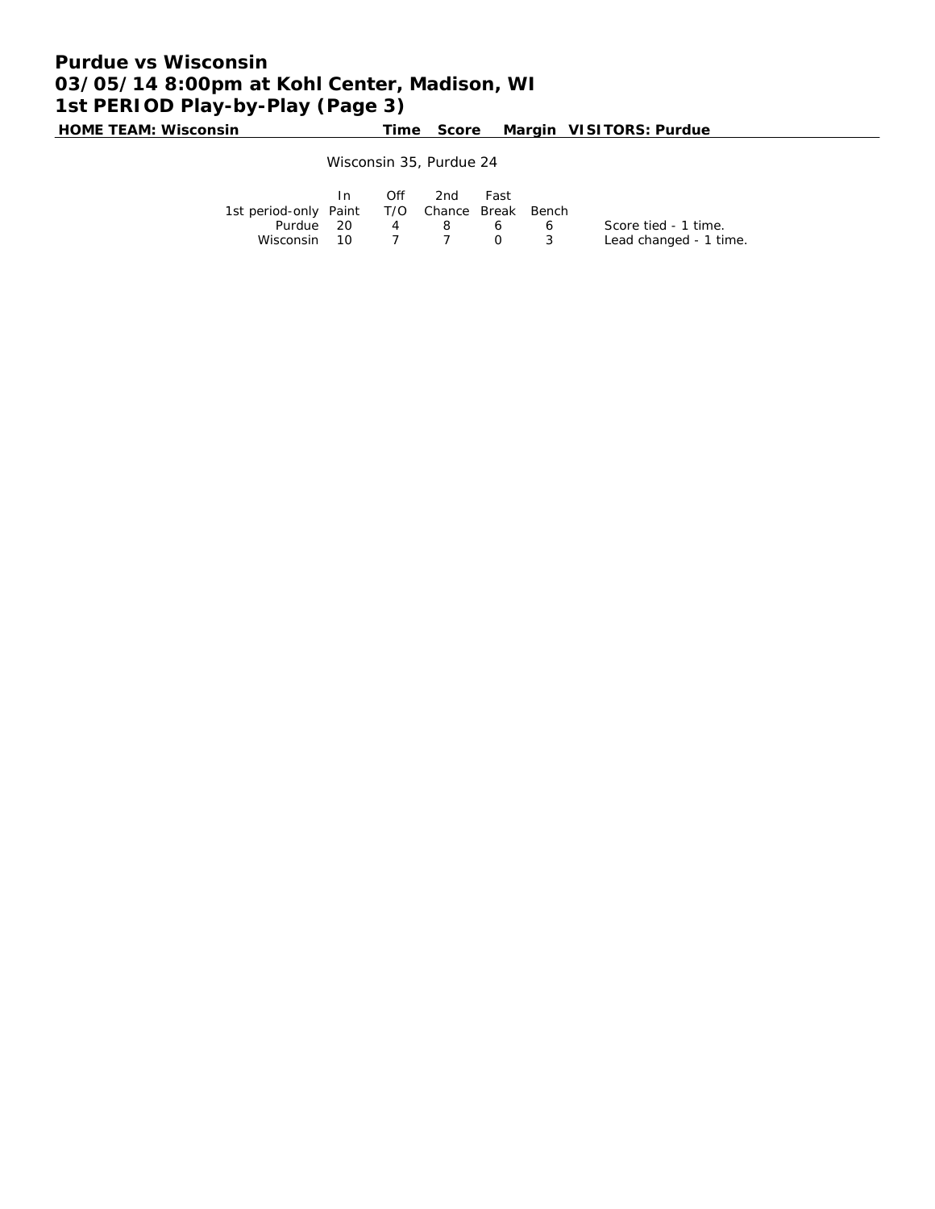# Purdue vs Wisconsin
# 03/05/14 8:00pm at Kohl Center, Madison, WI
# 1st PERIOD Play-by-Play (Page 3)

**HOME TEAM: Wisconsin** | **Time** | **Score** | **Margin** | **VISITORS: Purdue**

Wisconsin 35, Purdue 24

| 1st period-only | In Paint | Off T/O | 2nd Chance | Fast Break | Bench |
|---|---|---|---|---|---|
| Purdue | 20 | 4 | 8 | 6 | 6 |
| Wisconsin | 10 | 7 | 7 | 0 | 3 |

Score tied - 1 time.
Lead changed - 1 time.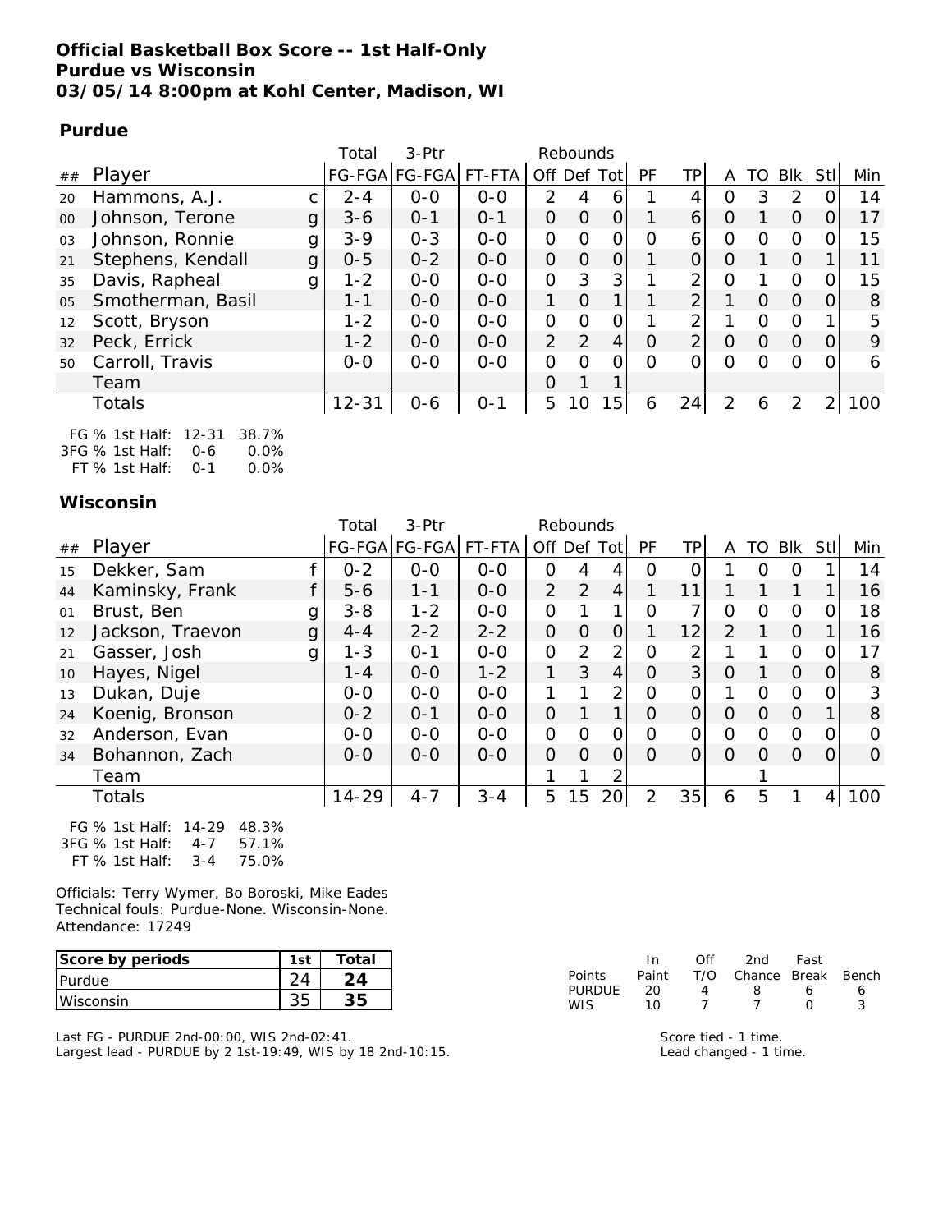# Official Basketball Box Score -- 1st Half-Only
## Purdue vs Wisconsin
### 03/05/14 8:00pm at Kohl Center, Madison, WI

**Purdue**

| ## | Player | | Total FG-FGA | 3-Ptr FG-FGA | FT-FTA | Rebounds Off | Def | Tot | PF | TP | A | TO | Blk | Stl | Min |
|---|---|---|---|---|---|---|---|---|---|---|---|---|---|---|---|
| 20 | Hammons, A.J. | c | 2-4 | 0-0 | 0-0 | 2 | 4 | 6 | 1 | 4 | 0 | 3 | 2 | 0 | 14 |
| 00 | Johnson, Terone | g | 3-6 | 0-1 | 0-1 | 0 | 0 | 0 | 1 | 6 | 0 | 1 | 0 | 0 | 17 |
| 03 | Johnson, Ronnie | g | 3-9 | 0-3 | 0-0 | 0 | 0 | 0 | 0 | 6 | 0 | 0 | 0 | 0 | 15 |
| 21 | Stephens, Kendall | g | 0-5 | 0-2 | 0-0 | 0 | 0 | 0 | 1 | 0 | 0 | 1 | 0 | 1 | 11 |
| 35 | Davis, Rapheal | g | 1-2 | 0-0 | 0-0 | 0 | 3 | 3 | 1 | 2 | 0 | 1 | 0 | 0 | 15 |
| 05 | Smotherman, Basil | | 1-1 | 0-0 | 0-0 | 1 | 0 | 1 | 1 | 2 | 1 | 0 | 0 | 0 | 8 |
| 12 | Scott, Bryson | | 1-2 | 0-0 | 0-0 | 0 | 0 | 0 | 1 | 2 | 1 | 0 | 0 | 1 | 5 |
| 32 | Peck, Errick | | 1-2 | 0-0 | 0-0 | 2 | 2 | 4 | 0 | 2 | 0 | 0 | 0 | 0 | 9 |
| 50 | Carroll, Travis | | 0-0 | 0-0 | 0-0 | 0 | 0 | 0 | 0 | 0 | 0 | 0 | 0 | 0 | 6 |
| | Team | | | | | 0 | 1 | 1 | | | | | | | |
| | Totals | | 12-31 | 0-6 | 0-1 | 5 | 10 | 15 | 6 | 24 | 2 | 6 | 2 | 2 | 100 |

FG % 1st Half: 12-31 38.7%
3FG % 1st Half: 0-6 0.0%
FT % 1st Half: 0-1 0.0%

**Wisconsin**

| ## | Player | | Total FG-FGA | 3-Ptr FG-FGA | FT-FTA | Rebounds Off | Def | Tot | PF | TP | A | TO | Blk | Stl | Min |
|---|---|---|---|---|---|---|---|---|---|---|---|---|---|---|---|
| 15 | Dekker, Sam | f | 0-2 | 0-0 | 0-0 | 0 | 4 | 4 | 0 | 0 | 1 | 0 | 0 | 1 | 14 |
| 44 | Kaminsky, Frank | f | 5-6 | 1-1 | 0-0 | 2 | 2 | 4 | 1 | 11 | 1 | 1 | 1 | 1 | 16 |
| 01 | Brust, Ben | g | 3-8 | 1-2 | 0-0 | 0 | 1 | 1 | 0 | 7 | 0 | 0 | 0 | 0 | 18 |
| 12 | Jackson, Traevon | g | 4-4 | 2-2 | 2-2 | 0 | 0 | 0 | 1 | 12 | 2 | 1 | 0 | 1 | 16 |
| 21 | Gasser, Josh | g | 1-3 | 0-1 | 0-0 | 0 | 2 | 2 | 0 | 2 | 1 | 1 | 0 | 0 | 17 |
| 10 | Hayes, Nigel | | 1-4 | 0-0 | 1-2 | 1 | 3 | 4 | 0 | 3 | 0 | 1 | 0 | 0 | 8 |
| 13 | Dukan, Duje | | 0-0 | 0-0 | 0-0 | 1 | 1 | 2 | 0 | 0 | 1 | 0 | 0 | 0 | 3 |
| 24 | Koenig, Bronson | | 0-2 | 0-1 | 0-0 | 0 | 1 | 1 | 0 | 0 | 0 | 0 | 0 | 1 | 8 |
| 32 | Anderson, Evan | | 0-0 | 0-0 | 0-0 | 0 | 0 | 0 | 0 | 0 | 0 | 0 | 0 | 0 | 0 |
| 34 | Bohannon, Zach | | 0-0 | 0-0 | 0-0 | 0 | 0 | 0 | 0 | 0 | 0 | 0 | 0 | 0 | 0 |
| | Team | | | | | 1 | 1 | 2 | | | | 1 | | | |
| | Totals | | 14-29 | 4-7 | 3-4 | 5 | 15 | 20 | 2 | 35 | 6 | 5 | 1 | 4 | 100 |

FG % 1st Half: 14-29 48.3%
3FG % 1st Half: 4-7 57.1%
FT % 1st Half: 3-4 75.0%

Officials: Terry Wymer, Bo Boroski, Mike Eades
Technical fouls: Purdue-None. Wisconsin-None.
Attendance: 17249

| Score by periods | 1st | Total |
|---|---|---|
| Purdue | 24 | 24 |
| Wisconsin | 35 | 35 |

| Points | In Paint | Off T/O | 2nd Chance | Fast Break | Bench |
|---|---|---|---|---|---|
| PURDUE | 20 | 4 | 8 | 6 | 6 |
| WIS | 10 | 7 | 7 | 0 | 3 |

Last FG - PURDUE 2nd-00:00, WIS 2nd-02:41.
Largest lead - PURDUE by 2 1st-19:49, WIS by 18 2nd-10:15.

Score tied - 1 time.
Lead changed - 1 time.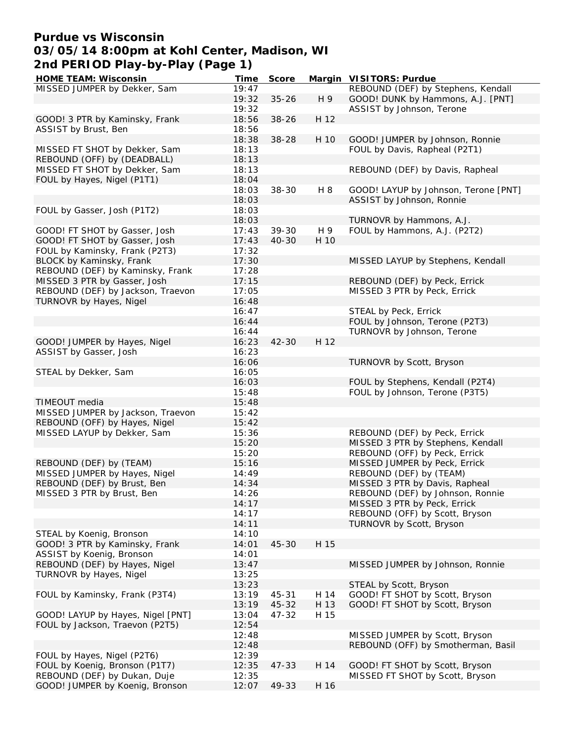# Purdue vs Wisconsin
## 03/05/14 8:00pm at Kohl Center, Madison, WI
## 2nd PERIOD Play-by-Play (Page 1)

| HOME TEAM: Wisconsin | Time | Score | Margin | VISITORS: Purdue |
|---|---|---|---|---|
| MISSED JUMPER by Dekker, Sam | 19:47 | | | REBOUND (DEF) by Stephens, Kendall |
| | 19:32 | 35-26 | H 9 | GOOD! DUNK by Hammons, A.J. [PNT] |
| | 19:32 | | | ASSIST by Johnson, Terone |
| GOOD! 3 PTR by Kaminsky, Frank | 18:56 | 38-26 | H 12 | |
| ASSIST by Brust, Ben | 18:56 | | | |
| | 18:38 | 38-28 | H 10 | GOOD! JUMPER by Johnson, Ronnie |
| MISSED FT SHOT by Dekker, Sam | 18:13 | | | FOUL by Davis, Rapheal (P2T1) |
| REBOUND (OFF) by (DEADBALL) | 18:13 | | | |
| MISSED FT SHOT by Dekker, Sam | 18:13 | | | REBOUND (DEF) by Davis, Rapheal |
| FOUL by Hayes, Nigel (P1T1) | 18:04 | | | |
| | 18:03 | 38-30 | H 8 | GOOD! LAYUP by Johnson, Terone [PNT] |
| | 18:03 | | | ASSIST by Johnson, Ronnie |
| FOUL by Gasser, Josh (P1T2) | 18:03 | | | |
| | 18:03 | | | TURNOVR by Hammons, A.J. |
| GOOD! FT SHOT by Gasser, Josh | 17:43 | 39-30 | H 9 | FOUL by Hammons, A.J. (P2T2) |
| GOOD! FT SHOT by Gasser, Josh | 17:43 | 40-30 | H 10 | |
| FOUL by Kaminsky, Frank (P2T3) | 17:32 | | | |
| BLOCK by Kaminsky, Frank | 17:30 | | | MISSED LAYUP by Stephens, Kendall |
| REBOUND (DEF) by Kaminsky, Frank | 17:28 | | | |
| MISSED 3 PTR by Gasser, Josh | 17:15 | | | REBOUND (DEF) by Peck, Errick |
| REBOUND (DEF) by Jackson, Traevon | 17:05 | | | MISSED 3 PTR by Peck, Errick |
| TURNOVR by Hayes, Nigel | 16:48 | | | |
| | 16:47 | | | STEAL by Peck, Errick |
| | 16:44 | | | FOUL by Johnson, Terone (P2T3) |
| | 16:44 | | | TURNOVR by Johnson, Terone |
| GOOD! JUMPER by Hayes, Nigel | 16:23 | 42-30 | H 12 | |
| ASSIST by Gasser, Josh | 16:23 | | | |
| | 16:06 | | | TURNOVR by Scott, Bryson |
| STEAL by Dekker, Sam | 16:05 | | | |
| | 16:03 | | | FOUL by Stephens, Kendall (P2T4) |
| | 15:48 | | | FOUL by Johnson, Terone (P3T5) |
| TIMEOUT media | 15:48 | | | |
| MISSED JUMPER by Jackson, Traevon | 15:42 | | | |
| REBOUND (OFF) by Hayes, Nigel | 15:42 | | | |
| MISSED LAYUP by Dekker, Sam | 15:36 | | | REBOUND (DEF) by Peck, Errick |
| | 15:20 | | | MISSED 3 PTR by Stephens, Kendall |
| | 15:20 | | | REBOUND (OFF) by Peck, Errick |
| REBOUND (DEF) by (TEAM) | 15:16 | | | MISSED JUMPER by Peck, Errick |
| MISSED JUMPER by Hayes, Nigel | 14:49 | | | REBOUND (DEF) by (TEAM) |
| REBOUND (DEF) by Brust, Ben | 14:34 | | | MISSED 3 PTR by Davis, Rapheal |
| MISSED 3 PTR by Brust, Ben | 14:26 | | | REBOUND (DEF) by Johnson, Ronnie |
| | 14:17 | | | MISSED 3 PTR by Peck, Errick |
| | 14:17 | | | REBOUND (OFF) by Scott, Bryson |
| | 14:11 | | | TURNOVR by Scott, Bryson |
| STEAL by Koenig, Bronson | 14:10 | | | |
| GOOD! 3 PTR by Kaminsky, Frank | 14:01 | 45-30 | H 15 | |
| ASSIST by Koenig, Bronson | 14:01 | | | |
| REBOUND (DEF) by Hayes, Nigel | 13:47 | | | MISSED JUMPER by Johnson, Ronnie |
| TURNOVR by Hayes, Nigel | 13:25 | | | |
| | 13:23 | | | STEAL by Scott, Bryson |
| FOUL by Kaminsky, Frank (P3T4) | 13:19 | 45-31 | H 14 | GOOD! FT SHOT by Scott, Bryson |
| | 13:19 | 45-32 | H 13 | GOOD! FT SHOT by Scott, Bryson |
| GOOD! LAYUP by Hayes, Nigel [PNT] | 13:04 | 47-32 | H 15 | |
| FOUL by Jackson, Traevon (P2T5) | 12:54 | | | |
| | 12:48 | | | MISSED JUMPER by Scott, Bryson |
| | 12:48 | | | REBOUND (OFF) by Smotherman, Basil |
| FOUL by Hayes, Nigel (P2T6) | 12:39 | | | |
| FOUL by Koenig, Bronson (P1T7) | 12:35 | 47-33 | H 14 | GOOD! FT SHOT by Scott, Bryson |
| REBOUND (DEF) by Dukan, Duje | 12:35 | | | MISSED FT SHOT by Scott, Bryson |
| GOOD! JUMPER by Koenig, Bronson | 12:07 | 49-33 | H 16 | |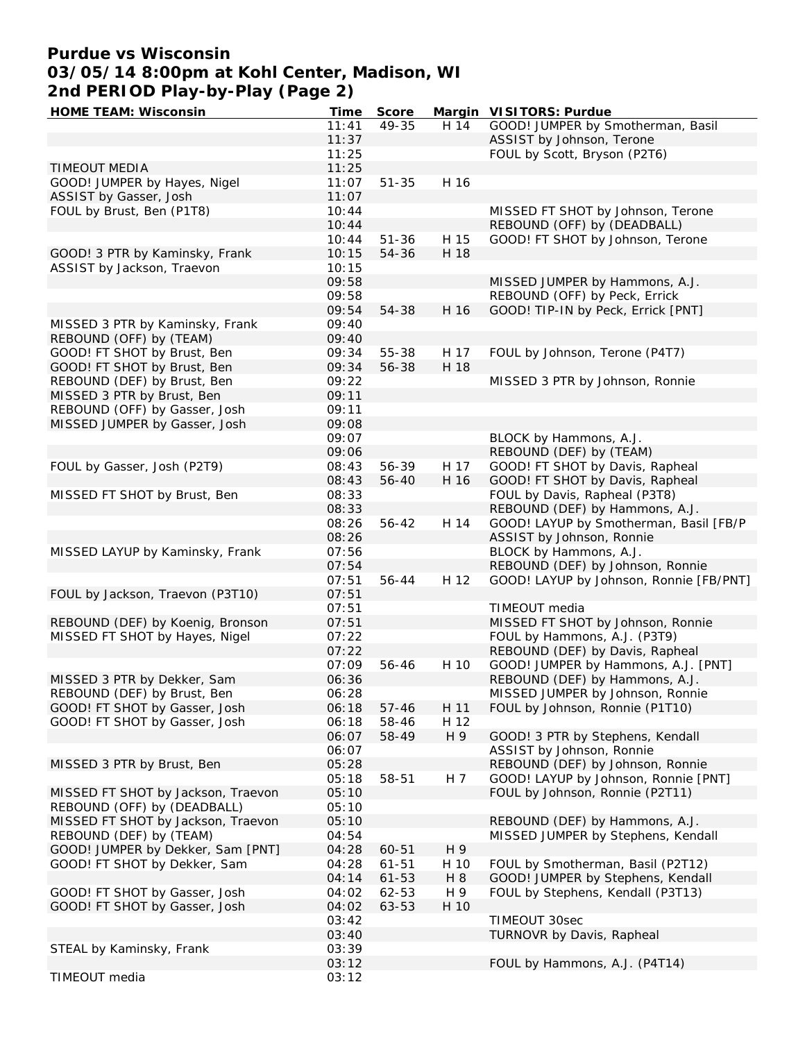# Purdue vs Wisconsin
# 03/05/14 8:00pm at Kohl Center, Madison, WI
# 2nd PERIOD Play-by-Play (Page 2)

| HOME TEAM: Wisconsin | Time | Score | Margin | VISITORS: Purdue |
|---|---|---|---|---|
| | 11:41 | 49-35 | H 14 | GOOD! JUMPER by Smotherman, Basil |
| | 11:37 | | | ASSIST by Johnson, Terone |
| | 11:25 | | | FOUL by Scott, Bryson (P2T6) |
| TIMEOUT MEDIA | 11:25 | | | |
| GOOD! JUMPER by Hayes, Nigel | 11:07 | 51-35 | H 16 | |
| ASSIST by Gasser, Josh | 11:07 | | | |
| FOUL by Brust, Ben (P1T8) | 10:44 | | | MISSED FT SHOT by Johnson, Terone |
| | 10:44 | | | REBOUND (OFF) by (DEADBALL) |
| | 10:44 | 51-36 | H 15 | GOOD! FT SHOT by Johnson, Terone |
| GOOD! 3 PTR by Kaminsky, Frank | 10:15 | 54-36 | H 18 | |
| ASSIST by Jackson, Traevon | 10:15 | | | |
| | 09:58 | | | MISSED JUMPER by Hammons, A.J. |
| | 09:58 | | | REBOUND (OFF) by Peck, Errick |
| | 09:54 | 54-38 | H 16 | GOOD! TIP-IN by Peck, Errick [PNT] |
| MISSED 3 PTR by Kaminsky, Frank | 09:40 | | | |
| REBOUND (OFF) by (TEAM) | 09:40 | | | |
| GOOD! FT SHOT by Brust, Ben | 09:34 | 55-38 | H 17 | FOUL by Johnson, Terone (P4T7) |
| GOOD! FT SHOT by Brust, Ben | 09:34 | 56-38 | H 18 | |
| REBOUND (DEF) by Brust, Ben | 09:22 | | | MISSED 3 PTR by Johnson, Ronnie |
| MISSED 3 PTR by Brust, Ben | 09:11 | | | |
| REBOUND (OFF) by Gasser, Josh | 09:11 | | | |
| MISSED JUMPER by Gasser, Josh | 09:08 | | | |
| | 09:07 | | | BLOCK by Hammons, A.J. |
| | 09:06 | | | REBOUND (DEF) by (TEAM) |
| FOUL by Gasser, Josh (P2T9) | 08:43 | 56-39 | H 17 | GOOD! FT SHOT by Davis, Rapheal |
| | 08:43 | 56-40 | H 16 | GOOD! FT SHOT by Davis, Rapheal |
| MISSED FT SHOT by Brust, Ben | 08:33 | | | FOUL by Davis, Rapheal (P3T8) |
| | 08:33 | | | REBOUND (DEF) by Hammons, A.J. |
| | 08:26 | 56-42 | H 14 | GOOD! LAYUP by Smotherman, Basil [FB/P |
| | 08:26 | | | ASSIST by Johnson, Ronnie |
| MISSED LAYUP by Kaminsky, Frank | 07:56 | | | BLOCK by Hammons, A.J. |
| | 07:54 | | | REBOUND (DEF) by Johnson, Ronnie |
| | 07:51 | 56-44 | H 12 | GOOD! LAYUP by Johnson, Ronnie [FB/PNT] |
| FOUL by Jackson, Traevon (P3T10) | 07:51 | | | |
| | 07:51 | | | TIMEOUT media |
| REBOUND (DEF) by Koenig, Bronson | 07:51 | | | MISSED FT SHOT by Johnson, Ronnie |
| MISSED FT SHOT by Hayes, Nigel | 07:22 | | | FOUL by Hammons, A.J. (P3T9) |
| | 07:22 | | | REBOUND (DEF) by Davis, Rapheal |
| | 07:09 | 56-46 | H 10 | GOOD! JUMPER by Hammons, A.J. [PNT] |
| MISSED 3 PTR by Dekker, Sam | 06:36 | | | REBOUND (DEF) by Hammons, A.J. |
| REBOUND (DEF) by Brust, Ben | 06:28 | | | MISSED JUMPER by Johnson, Ronnie |
| GOOD! FT SHOT by Gasser, Josh | 06:18 | 57-46 | H 11 | FOUL by Johnson, Ronnie (P1T10) |
| GOOD! FT SHOT by Gasser, Josh | 06:18 | 58-46 | H 12 | |
| | 06:07 | 58-49 | H 9 | GOOD! 3 PTR by Stephens, Kendall |
| | 06:07 | | | ASSIST by Johnson, Ronnie |
| MISSED 3 PTR by Brust, Ben | 05:28 | | | REBOUND (DEF) by Johnson, Ronnie |
| | 05:18 | 58-51 | H 7 | GOOD! LAYUP by Johnson, Ronnie [PNT] |
| MISSED FT SHOT by Jackson, Traevon | 05:10 | | | FOUL by Johnson, Ronnie (P2T11) |
| REBOUND (OFF) by (DEADBALL) | 05:10 | | | |
| MISSED FT SHOT by Jackson, Traevon | 05:10 | | | REBOUND (DEF) by Hammons, A.J. |
| REBOUND (DEF) by (TEAM) | 04:54 | | | MISSED JUMPER by Stephens, Kendall |
| GOOD! JUMPER by Dekker, Sam [PNT] | 04:28 | 60-51 | H 9 | |
| GOOD! FT SHOT by Dekker, Sam | 04:28 | 61-51 | H 10 | FOUL by Smotherman, Basil (P2T12) |
| | 04:14 | 61-53 | H 8 | GOOD! JUMPER by Stephens, Kendall |
| GOOD! FT SHOT by Gasser, Josh | 04:02 | 62-53 | H 9 | FOUL by Stephens, Kendall (P3T13) |
| GOOD! FT SHOT by Gasser, Josh | 04:02 | 63-53 | H 10 | |
| | 03:42 | | | TIMEOUT 30sec |
| | 03:40 | | | TURNOVR by Davis, Rapheal |
| STEAL by Kaminsky, Frank | 03:39 | | | |
| | 03:12 | | | FOUL by Hammons, A.J. (P4T14) |
| TIMEOUT media | 03:12 | | | |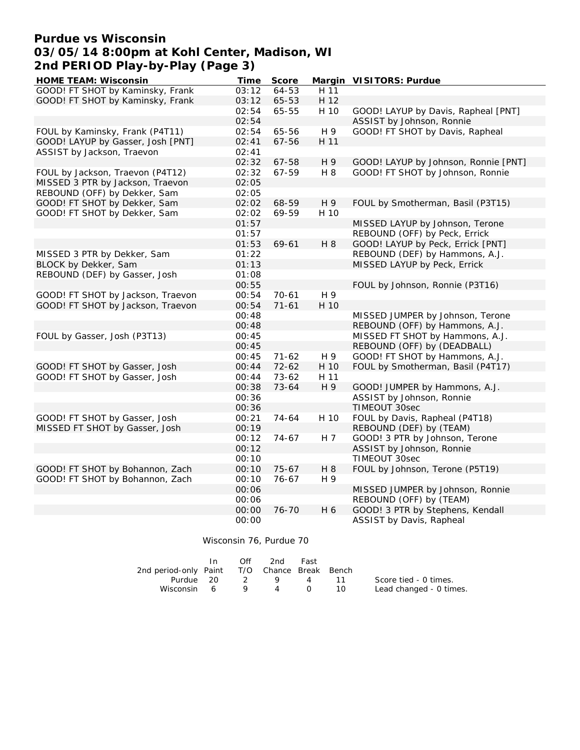# Purdue vs Wisconsin
## 03/05/14 8:00pm at Kohl Center, Madison, WI
## 2nd PERIOD Play-by-Play (Page 3)

| HOME TEAM: Wisconsin | Time | Score | Margin | VISITORS: Purdue |
|---|---|---|---|---|
| GOOD! FT SHOT by Kaminsky, Frank | 03:12 | 64-53 | H 11 | |
| GOOD! FT SHOT by Kaminsky, Frank | 03:12 | 65-53 | H 12 | |
| | 02:54 | 65-55 | H 10 | GOOD! LAYUP by Davis, Rapheal [PNT] |
| | 02:54 | | | ASSIST by Johnson, Ronnie |
| FOUL by Kaminsky, Frank (P4T11) | 02:54 | 65-56 | H 9 | GOOD! FT SHOT by Davis, Rapheal |
| GOOD! LAYUP by Gasser, Josh [PNT] | 02:41 | 67-56 | H 11 | |
| ASSIST by Jackson, Traevon | 02:41 | | | |
| | 02:32 | 67-58 | H 9 | GOOD! LAYUP by Johnson, Ronnie [PNT] |
| FOUL by Jackson, Traevon (P4T12) | 02:32 | 67-59 | H 8 | GOOD! FT SHOT by Johnson, Ronnie |
| MISSED 3 PTR by Jackson, Traevon | 02:05 | | | |
| REBOUND (OFF) by Dekker, Sam | 02:05 | | | |
| GOOD! FT SHOT by Dekker, Sam | 02:02 | 68-59 | H 9 | FOUL by Smotherman, Basil (P3T15) |
| GOOD! FT SHOT by Dekker, Sam | 02:02 | 69-59 | H 10 | |
| | 01:57 | | | MISSED LAYUP by Johnson, Terone |
| | 01:57 | | | REBOUND (OFF) by Peck, Errick |
| | 01:53 | 69-61 | H 8 | GOOD! LAYUP by Peck, Errick [PNT] |
| MISSED 3 PTR by Dekker, Sam | 01:22 | | | REBOUND (DEF) by Hammons, A.J. |
| BLOCK by Dekker, Sam | 01:13 | | | MISSED LAYUP by Peck, Errick |
| REBOUND (DEF) by Gasser, Josh | 01:08 | | | |
| | 00:55 | | | FOUL by Johnson, Ronnie (P3T16) |
| GOOD! FT SHOT by Jackson, Traevon | 00:54 | 70-61 | H 9 | |
| GOOD! FT SHOT by Jackson, Traevon | 00:54 | 71-61 | H 10 | |
| | 00:48 | | | MISSED JUMPER by Johnson, Terone |
| | 00:48 | | | REBOUND (OFF) by Hammons, A.J. |
| FOUL by Gasser, Josh (P3T13) | 00:45 | | | MISSED FT SHOT by Hammons, A.J. |
| | 00:45 | | | REBOUND (OFF) by (DEADBALL) |
| | 00:45 | 71-62 | H 9 | GOOD! FT SHOT by Hammons, A.J. |
| GOOD! FT SHOT by Gasser, Josh | 00:44 | 72-62 | H 10 | FOUL by Smotherman, Basil (P4T17) |
| GOOD! FT SHOT by Gasser, Josh | 00:44 | 73-62 | H 11 | |
| | 00:38 | 73-64 | H 9 | GOOD! JUMPER by Hammons, A.J. |
| | 00:36 | | | ASSIST by Johnson, Ronnie |
| | 00:36 | | | TIMEOUT 30sec |
| GOOD! FT SHOT by Gasser, Josh | 00:21 | 74-64 | H 10 | FOUL by Davis, Rapheal (P4T18) |
| MISSED FT SHOT by Gasser, Josh | 00:19 | | | REBOUND (DEF) by (TEAM) |
| | 00:12 | 74-67 | H 7 | GOOD! 3 PTR by Johnson, Terone |
| | 00:12 | | | ASSIST by Johnson, Ronnie |
| | 00:10 | | | TIMEOUT 30sec |
| GOOD! FT SHOT by Bohannon, Zach | 00:10 | 75-67 | H 8 | FOUL by Johnson, Terone (P5T19) |
| GOOD! FT SHOT by Bohannon, Zach | 00:10 | 76-67 | H 9 | |
| | 00:06 | | | MISSED JUMPER by Johnson, Ronnie |
| | 00:06 | | | REBOUND (OFF) by (TEAM) |
| | 00:00 | 76-70 | H 6 | GOOD! 3 PTR by Stephens, Kendall |
| | 00:00 | | | ASSIST by Davis, Rapheal |

Wisconsin 76, Purdue 70

| 2nd period-only | In Paint | Off T/O | 2nd Chance | Fast Break | Bench |
|---|---|---|---|---|---|
| Purdue | 20 | 2 | 9 | 4 | 11 |
| Wisconsin | 6 | 9 | 4 | 0 | 10 |

Score tied - 0 times.
Lead changed - 0 times.